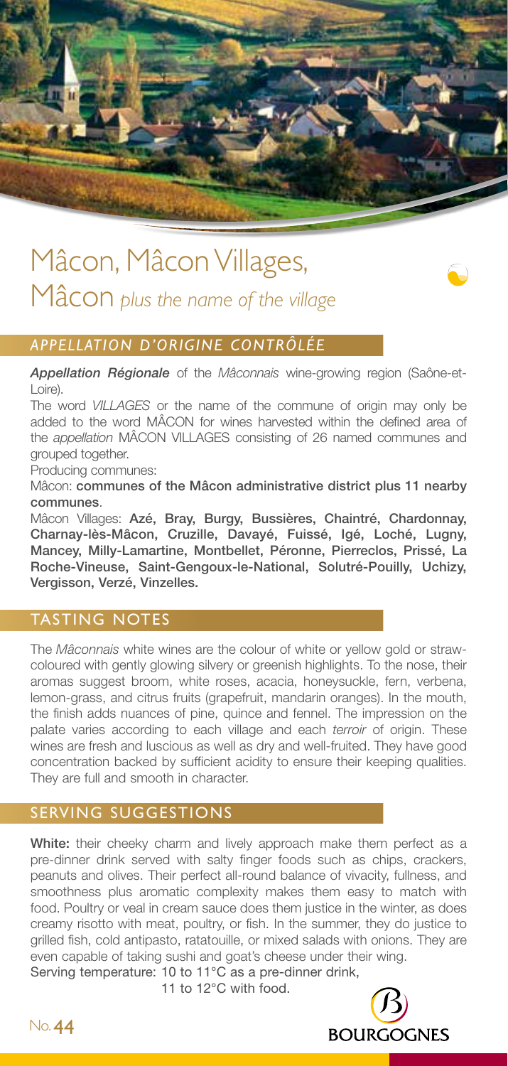# Mâcon, Mâcon Villages, Mâcon *plus the name of the village*

## *APPELLATION D'ORIGINE CONTRÔLÉE*

***Appellation Régionale*** of the *Mâconnais* wine-growing region (Saône-et-Loire).

The word *VILLAGES* or the name of the commune of origin may only be added to the word MÂCON for wines harvested within the defined area of the *appellation* MÂCON VILLAGES consisting of 26 named communes and grouped together.

Producing communes:

Mâcon: **communes of the Mâcon administrative district plus 11 nearby communes**.

Mâcon Villages: **Azé, Bray, Burgy, Bussières, Chaintré, Chardonnay, Charnay-lès-Mâcon, Cruzille, Davayé, Fuissé, Igé, Loché, Lugny, Mancey, Milly-Lamartine, Montbellet, Péronne, Pierreclos, Prissé, La Roche-Vineuse, Saint-Gengoux-le-National, Solutré-Pouilly, Uchizy, Vergisson, Verzé, Vinzelles.**

## TASTING NOTES

The *Mâconnais* white wines are the colour of white or yellow gold or straw-coloured with gently glowing silvery or greenish highlights. To the nose, their aromas suggest broom, white roses, acacia, honeysuckle, fern, verbena, lemon-grass, and citrus fruits (grapefruit, mandarin oranges). In the mouth, the finish adds nuances of pine, quince and fennel. The impression on the palate varies according to each village and each *terroir* of origin. These wines are fresh and luscious as well as dry and well-fruited. They have good concentration backed by sufficient acidity to ensure their keeping qualities. They are full and smooth in character.

## SERVING SUGGESTIONS

**White:** their cheeky charm and lively approach make them perfect as a pre-dinner drink served with salty finger foods such as chips, crackers, peanuts and olives. Their perfect all-round balance of vivacity, fullness, and smoothness plus aromatic complexity makes them easy to match with food. Poultry or veal in cream sauce does them justice in the winter, as does creamy risotto with meat, poultry, or fish. In the summer, they do justice to grilled fish, cold antipasto, ratatouille, or mixed salads with onions. They are even capable of taking sushi and goat's cheese under their wing.

Serving temperature: 10 to 11°C as a pre-dinner drink,
11 to 12°C with food.

No. 44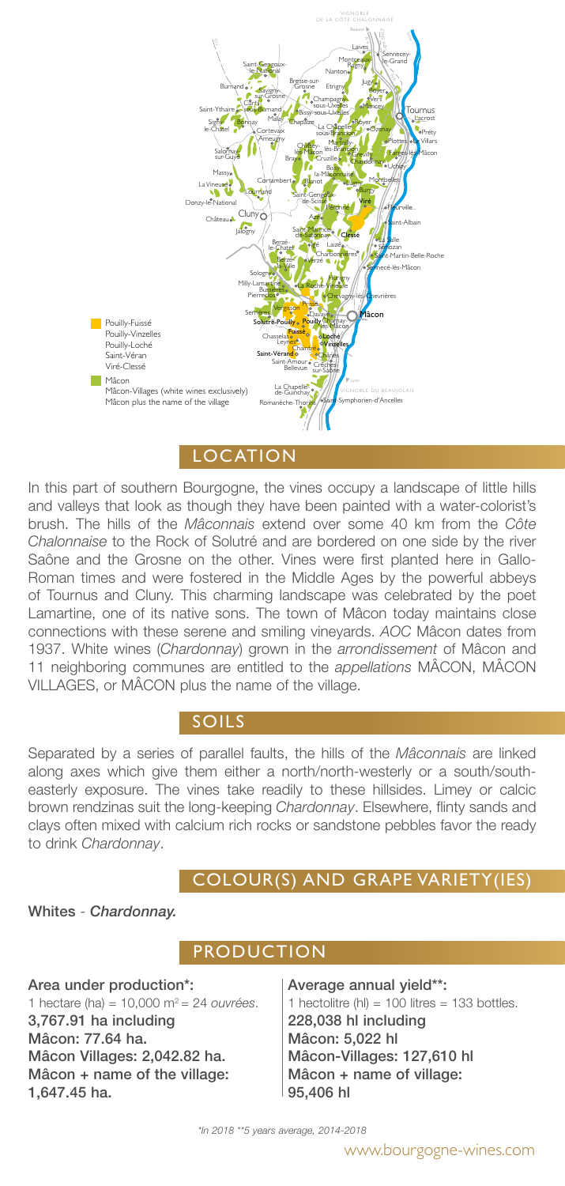## LOCATION

In this part of southern Bourgogne, the vines occupy a landscape of little hills and valleys that look as though they have been painted with a water-colorist's brush. The hills of the *Mâconnais* extend over some 40 km from the *Côte Chalonnaise* to the Rock of Solutré and are bordered on one side by the river Saône and the Grosne on the other. Vines were first planted here in Gallo-Roman times and were fostered in the Middle Ages by the powerful abbeys of Tournus and Cluny. This charming landscape was celebrated by the poet Lamartine, one of its native sons. The town of Mâcon today maintains close connections with these serene and smiling vineyards. *AOC* Mâcon dates from 1937. White wines (*Chardonnay*) grown in the *arrondissement* of Mâcon and 11 neighboring communes are entitled to the *appellations* MÂCON, MÂCON VILLAGES, or MÂCON plus the name of the village.

## SOILS

Separated by a series of parallel faults, the hills of the *Mâconnais* are linked along axes which give them either a north/north-westerly or a south/south-easterly exposure. The vines take readily to these hillsides. Limey or calcic brown rendzinas suit the long-keeping *Chardonnay*. Elsewhere, flinty sands and clays often mixed with calcium rich rocks or sandstone pebbles favor the ready to drink *Chardonnay*.

## COLOUR(S) AND GRAPE VARIETY(IES)

**Whites** - ***Chardonnay.***

## PRODUCTION

**Area under production\*:**
1 hectare (ha) = 10,000 m² = 24 *ouvrées*.
**3,767.91 ha including**
**Mâcon: 77.64 ha.**
**Mâcon Villages: 2,042.82 ha.**
**Mâcon + name of the village: 1,647.45 ha.**

**Average annual yield\*\*:**
1 hectolitre (hl) = 100 litres = 133 bottles.
**228,038 hl including**
**Mâcon: 5,022 hl**
**Mâcon-Villages: 127,610 hl**
**Mâcon + name of village: 95,406 hl**

*\*In 2018 \*\*5 years average, 2014-2018*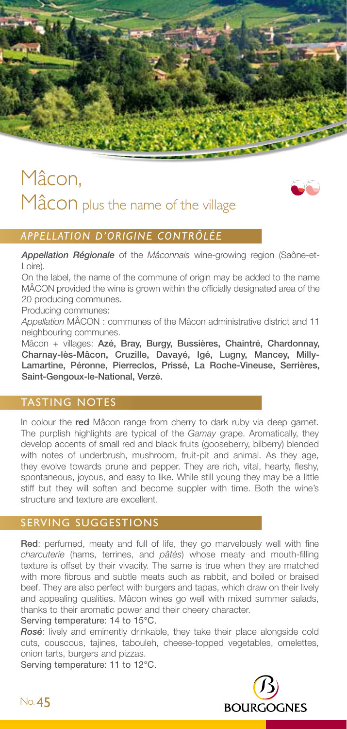# Mâcon, Mâcon plus the name of the village

## *APPELLATION D'ORIGINE CONTRÔLÉE*

***Appellation Régionale*** of the *Mâconnais* wine-growing region (Saône-et-Loire).

On the label, the name of the commune of origin may be added to the name MÂCON provided the wine is grown within the officially designated area of the 20 producing communes.

Producing communes:

*Appellation* MÂCON : communes of the Mâcon administrative district and 11 neighbouring communes.

Mâcon + villages: **Azé, Bray, Burgy, Bussières, Chaintré, Chardonnay, Charnay-lès-Mâcon, Cruzille, Davayé, Igé, Lugny, Mancey, Milly-Lamartine, Péronne, Pierreclos, Prissé, La Roche-Vineuse, Serrières, Saint-Gengoux-le-National, Verzé.**

## TASTING NOTES

In colour the **red** Mâcon range from cherry to dark ruby via deep garnet. The purplish highlights are typical of the *Gamay* grape. Aromatically, they develop accents of small red and black fruits (gooseberry, bilberry) blended with notes of underbrush, mushroom, fruit-pit and animal. As they age, they evolve towards prune and pepper. They are rich, vital, hearty, fleshy, spontaneous, joyous, and easy to like. While still young they may be a little stiff but they will soften and become suppler with time. Both the wine's structure and texture are excellent.

## SERVING SUGGESTIONS

**Red**: perfumed, meaty and full of life, they go marvelously well with fine *charcuterie* (hams, terrines, and *pâtés*) whose meaty and mouth-filling texture is offset by their vivacity. The same is true when they are matched with more fibrous and subtle meats such as rabbit, and boiled or braised beef. They are also perfect with burgers and tapas, which draw on their lively and appealing qualities. Mâcon wines go well with mixed summer salads, thanks to their aromatic power and their cheery character.

Serving temperature: 14 to 15°C.

***Rosé***: lively and eminently drinkable, they take their place alongside cold cuts, couscous, tajines, tabouleh, cheese-topped vegetables, omelettes, onion tarts, burgers and pizzas.

Serving temperature: 11 to 12°C.

No. 45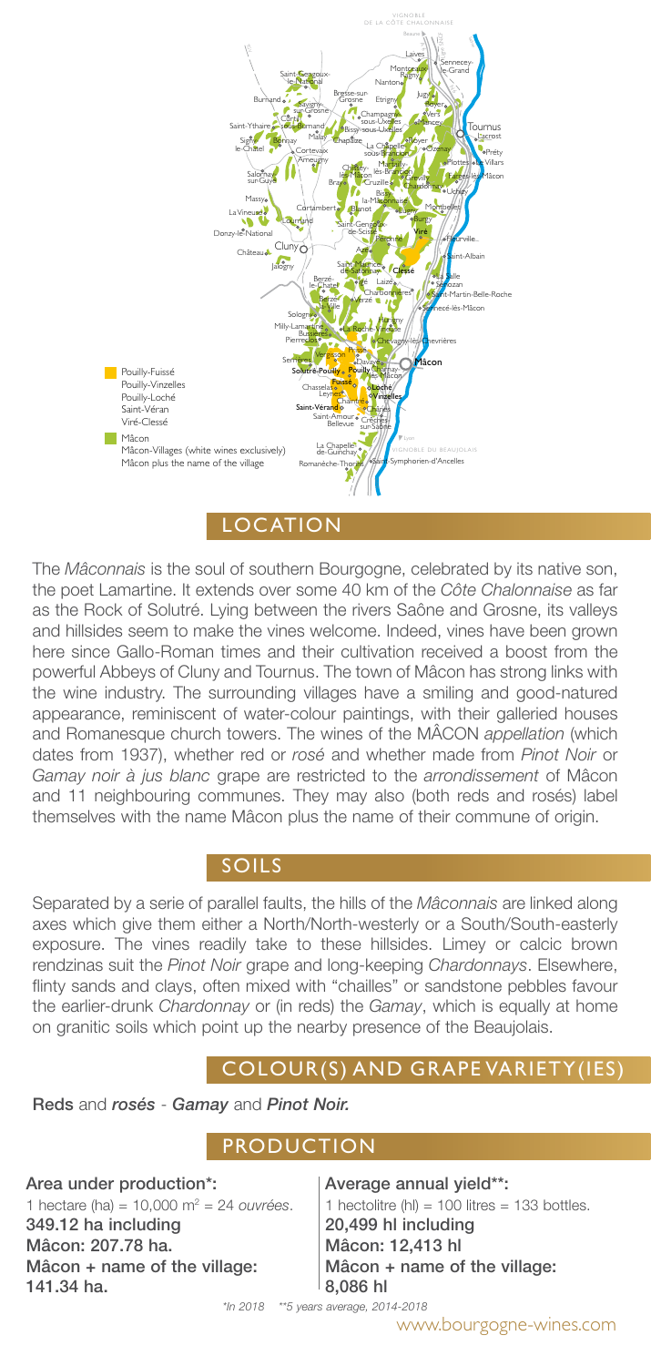Pouilly-Fuissé
Pouilly-Vinzelles
Pouilly-Loché
Saint-Véran
Viré-Clessé

Mâcon
Mâcon-Villages (white wines exclusively)
Mâcon plus the name of the village

## LOCATION

The *Mâconnais* is the soul of southern Bourgogne, celebrated by its native son, the poet Lamartine. It extends over some 40 km of the *Côte Chalonnaise* as far as the Rock of Solutré. Lying between the rivers Saône and Grosne, its valleys and hillsides seem to make the vines welcome. Indeed, vines have been grown here since Gallo-Roman times and their cultivation received a boost from the powerful Abbeys of Cluny and Tournus. The town of Mâcon has strong links with the wine industry. The surrounding villages have a smiling and good-natured appearance, reminiscent of water-colour paintings, with their galleried houses and Romanesque church towers. The wines of the MÂCON *appellation* (which dates from 1937), whether red or *rosé* and whether made from *Pinot Noir* or *Gamay noir à jus blanc* grape are restricted to the *arrondissement* of Mâcon and 11 neighbouring communes. They may also (both reds and rosés) label themselves with the name Mâcon plus the name of their commune of origin.

## SOILS

Separated by a serie of parallel faults, the hills of the *Mâconnais* are linked along axes which give them either a North/North-westerly or a South/South-easterly exposure. The vines readily take to these hillsides. Limey or calcic brown rendzinas suit the *Pinot Noir* grape and long-keeping *Chardonnays*. Elsewhere, flinty sands and clays, often mixed with "chailles" or sandstone pebbles favour the earlier-drunk *Chardonnay* or (in reds) the *Gamay*, which is equally at home on granitic soils which point up the nearby presence of the Beaujolais.

## COLOUR(S) AND GRAPE VARIETY(IES)

**Reds** and ***rosés*** - ***Gamay*** and ***Pinot Noir.***

## PRODUCTION

**Area under production*:**
1 hectare (ha) = 10,000 m² = 24 *ouvrées*.
**349.12 ha including**
**Mâcon: 207.78 ha.**
**Mâcon + name of the village:**
**141.34 ha.**

**Average annual yield**:**
1 hectolitre (hl) = 100 litres = 133 bottles.
**20,499 hl including**
**Mâcon: 12,413 hl**
**Mâcon + name of the village:**
**8,086 hl**

*In 2018 **5 years average, 2014-2018

www.bourgogne-wines.com